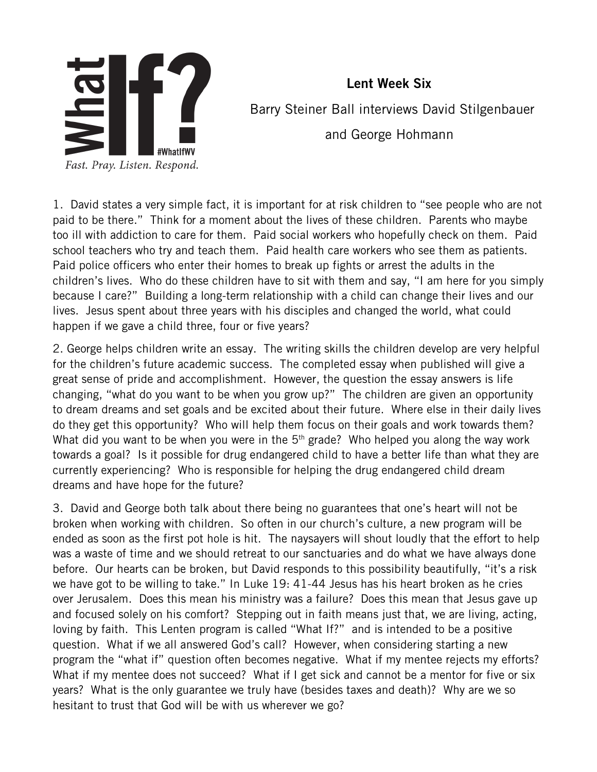What If?

#WhatIfWV

*Fast. Pray. Listen. Respond.*

**Lent Week Six**

Barry Steiner Ball interviews David Stilgenbauer and George Hohmann

1. David states a very simple fact, it is important for at risk children to "see people who are not paid to be there." Think for a moment about the lives of these children. Parents who maybe too ill with addiction to care for them. Paid social workers who hopefully check on them. Paid school teachers who try and teach them. Paid health care workers who see them as patients. Paid police officers who enter their homes to break up fights or arrest the adults in the children's lives. Who do these children have to sit with them and say, "I am here for you simply because I care?" Building a long-term relationship with a child can change their lives and our lives. Jesus spent about three years with his disciples and changed the world, what could happen if we gave a child three, four or five years?

2. George helps children write an essay. The writing skills the children develop are very helpful for the children's future academic success. The completed essay when published will give a great sense of pride and accomplishment. However, the question the essay answers is life changing, "what do you want to be when you grow up?" The children are given an opportunity to dream dreams and set goals and be excited about their future. Where else in their daily lives do they get this opportunity? Who will help them focus on their goals and work towards them? What did you want to be when you were in the 5th grade? Who helped you along the way work towards a goal? Is it possible for drug endangered child to have a better life than what they are currently experiencing? Who is responsible for helping the drug endangered child dream dreams and have hope for the future?

3. David and George both talk about there being no guarantees that one's heart will not be broken when working with children. So often in our church's culture, a new program will be ended as soon as the first pot hole is hit. The naysayers will shout loudly that the effort to help was a waste of time and we should retreat to our sanctuaries and do what we have always done before. Our hearts can be broken, but David responds to this possibility beautifully, "it's a risk we have got to be willing to take." In Luke 19: 41-44 Jesus has his heart broken as he cries over Jerusalem. Does this mean his ministry was a failure? Does this mean that Jesus gave up and focused solely on his comfort? Stepping out in faith means just that, we are living, acting, loving by faith. This Lenten program is called "What If?" and is intended to be a positive question. What if we all answered God's call? However, when considering starting a new program the "what if" question often becomes negative. What if my mentee rejects my efforts? What if my mentee does not succeed? What if I get sick and cannot be a mentor for five or six years? What is the only guarantee we truly have (besides taxes and death)? Why are we so hesitant to trust that God will be with us wherever we go?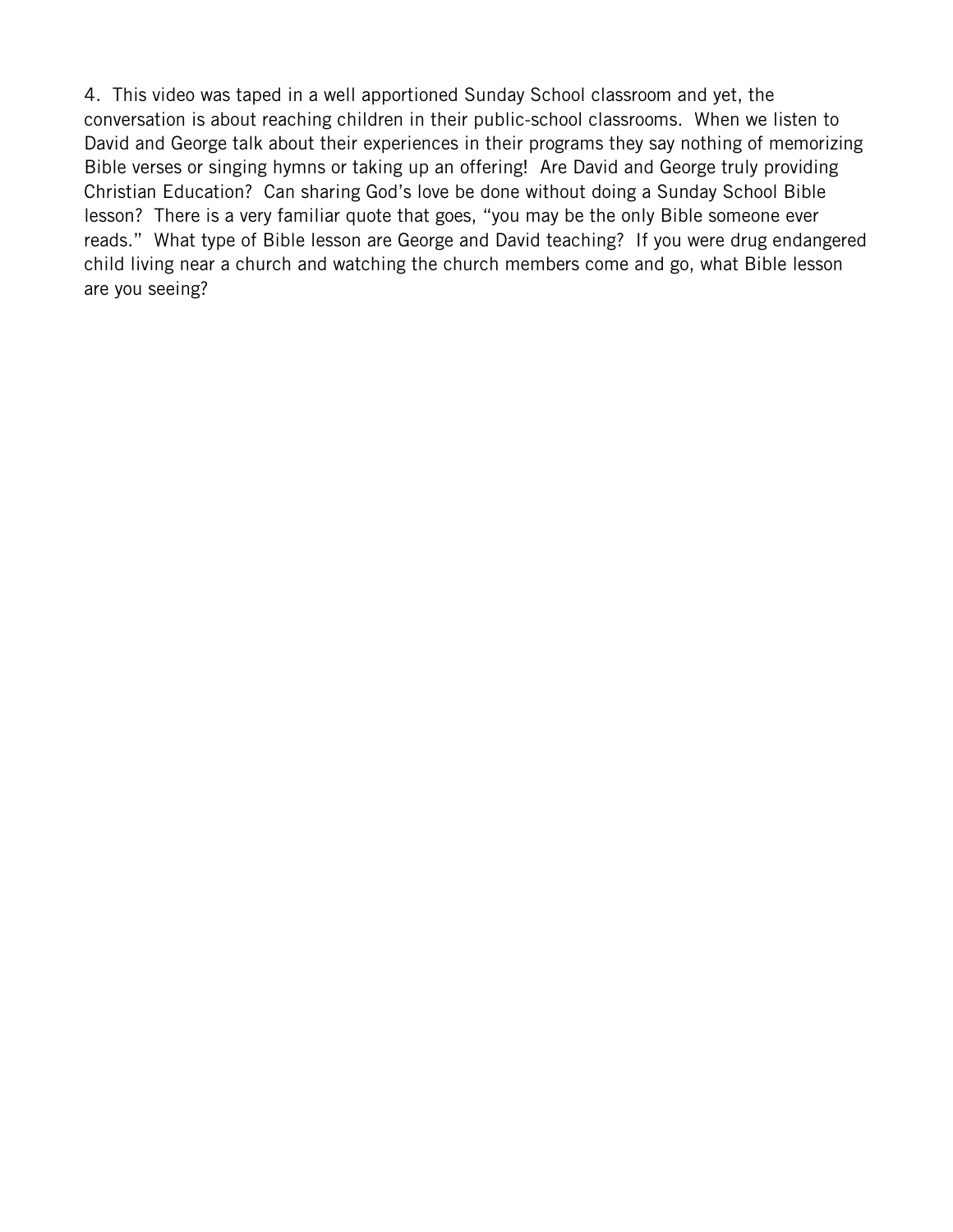4. This video was taped in a well apportioned Sunday School classroom and yet, the conversation is about reaching children in their public-school classrooms. When we listen to David and George talk about their experiences in their programs they say nothing of memorizing Bible verses or singing hymns or taking up an offering! Are David and George truly providing Christian Education? Can sharing God's love be done without doing a Sunday School Bible lesson? There is a very familiar quote that goes, "you may be the only Bible someone ever reads." What type of Bible lesson are George and David teaching? If you were drug endangered child living near a church and watching the church members come and go, what Bible lesson are you seeing?